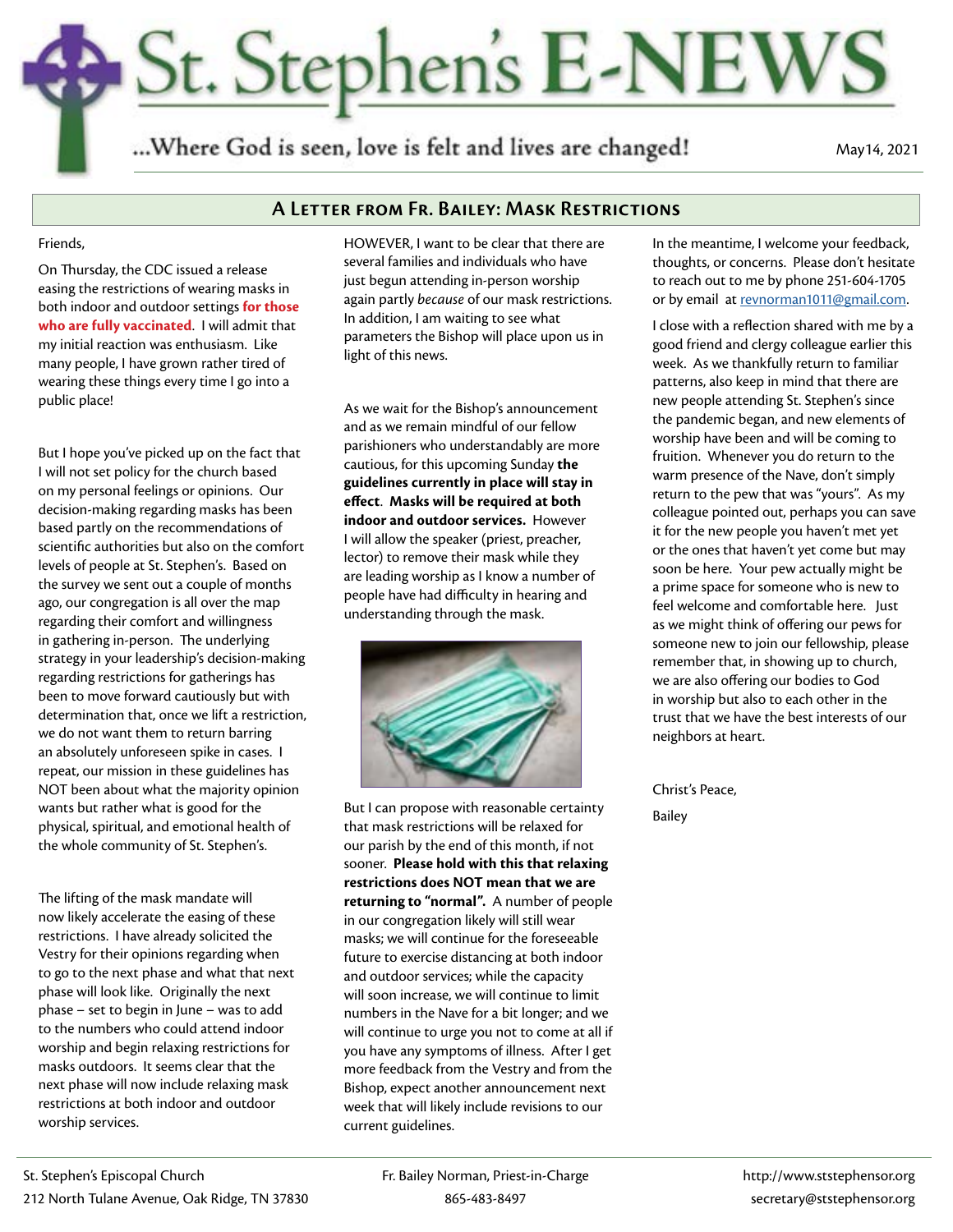# St. Stephen's E-NEWS

...Where God is seen, love is felt and lives are changed!

May14, 2021

## A Letter from Fr. Bailey: Mask Restrictions

Friends,

On Thursday, the CDC issued a release easing the restrictions of wearing masks in both indoor and outdoor settings **for those who are fully vaccinated**. I will admit that my initial reaction was enthusiasm. Like many people, I have grown rather tired of wearing these things every time I go into a public place!

But I hope you've picked up on the fact that I will not set policy for the church based on my personal feelings or opinions. Our decision-making regarding masks has been based partly on the recommendations of scientific authorities but also on the comfort levels of people at St. Stephen's. Based on the survey we sent out a couple of months ago, our congregation is all over the map regarding their comfort and willingness in gathering in-person. The underlying strategy in your leadership's decision-making regarding restrictions for gatherings has been to move forward cautiously but with determination that, once we lift a restriction, we do not want them to return barring an absolutely unforeseen spike in cases. I repeat, our mission in these guidelines has NOT been about what the majority opinion wants but rather what is good for the physical, spiritual, and emotional health of the whole community of St. Stephen's.

The lifting of the mask mandate will now likely accelerate the easing of these restrictions. I have already solicited the Vestry for their opinions regarding when to go to the next phase and what that next phase will look like. Originally the next phase – set to begin in June – was to add to the numbers who could attend indoor worship and begin relaxing restrictions for masks outdoors. It seems clear that the next phase will now include relaxing mask restrictions at both indoor and outdoor worship services.

HOWEVER, I want to be clear that there are several families and individuals who have just begun attending in-person worship again partly *because* of our mask restrictions. In addition, I am waiting to see what parameters the Bishop will place upon us in light of this news.

As we wait for the Bishop's announcement and as we remain mindful of our fellow parishioners who understandably are more cautious, for this upcoming Sunday **the guidelines currently in place will stay in effect**. **Masks will be required at both indoor and outdoor services.** However I will allow the speaker (priest, preacher, lector) to remove their mask while they are leading worship as I know a number of people have had difficulty in hearing and understanding through the mask.

But I can propose with reasonable certainty that mask restrictions will be relaxed for our parish by the end of this month, if not sooner. **Please hold with this that relaxing restrictions does NOT mean that we are returning to "normal".** A number of people in our congregation likely will still wear masks; we will continue for the foreseeable future to exercise distancing at both indoor and outdoor services; while the capacity will soon increase, we will continue to limit numbers in the Nave for a bit longer; and we will continue to urge you not to come at all if you have any symptoms of illness. After I get more feedback from the Vestry and from the Bishop, expect another announcement next week that will likely include revisions to our current guidelines.

In the meantime, I welcome your feedback, thoughts, or concerns. Please don't hesitate to reach out to me by phone 251-604-1705 or by email at revnorman1011@gmail.com.

I close with a reflection shared with me by a good friend and clergy colleague earlier this week. As we thankfully return to familiar patterns, also keep in mind that there are new people attending St. Stephen's since the pandemic began, and new elements of worship have been and will be coming to fruition. Whenever you do return to the warm presence of the Nave, don't simply return to the pew that was "yours". As my colleague pointed out, perhaps you can save it for the new people you haven't met yet or the ones that haven't yet come but may soon be here. Your pew actually might be a prime space for someone who is new to feel welcome and comfortable here. Just as we might think of offering our pews for someone new to join our fellowship, please remember that, in showing up to church, we are also offering our bodies to God in worship but also to each other in the trust that we have the best interests of our neighbors at heart.

Christ's Peace,

Bailey

St. Stephen's Episcopal Church
212 North Tulane Avenue, Oak Ridge, TN 37830

Fr. Bailey Norman, Priest-in-Charge
865-483-8497

http://www.ststephensor.org
secretary@ststephensor.org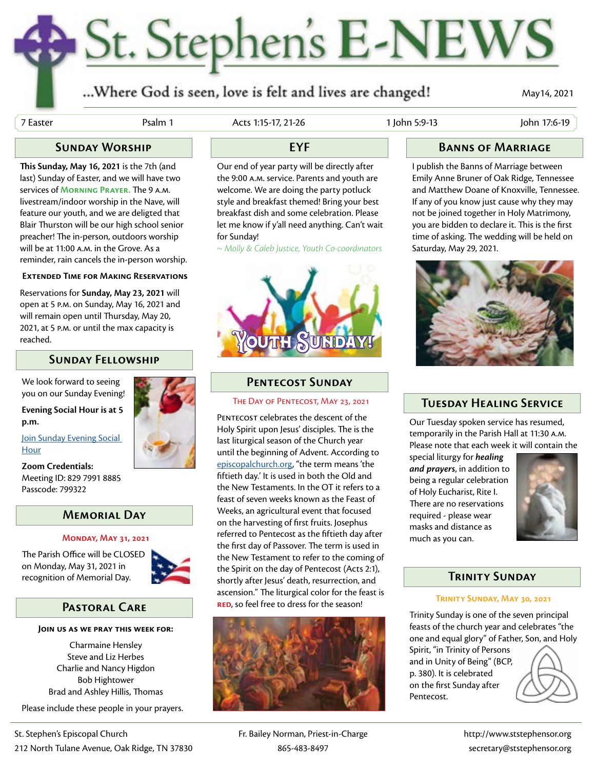# St. Stephen's E-NEWS

...Where God is seen, love is felt and lives are changed!

May14, 2021

7 Easter | Psalm 1 | Acts 1:15-17, 21-26 | 1 John 5:9-13 | John 17:6-19

## Sunday Worship

**This Sunday, May 16, 2021** is the 7th (and last) Sunday of Easter, and we will have two services of **Morning Prayer.** The 9 a.m. livestream/indoor worship in the Nave, will feature our youth, and we are deligted that Blair Thurston will be our high school senior preacher! The in-person, outdoors worship will be at 11:00 a.m. in the Grove. As a reminder, rain cancels the in-person worship.

### Extended Time for Making Reservations

Reservations for **Sunday, May 23, 2021** will open at 5 p.m. on Sunday, May 16, 2021 and will remain open until Thursday, May 20, 2021, at 5 p.m. or until the max capacity is reached.

## Sunday Fellowship

We look forward to seeing you on our Sunday Evening!

**Evening Social Hour is at 5 p.m.**

Join Sunday Evening Social Hour

**Zoom Credentials:**
Meeting ID: 829 7991 8885
Passcode: 799322

## Memorial Day

**Monday, May 31, 2021**

The Parish Office will be CLOSED on Monday, May 31, 2021 in recognition of Memorial Day.

## Pastoral Care

**Join us as we pray this week for:**

Charmaine Hensley
Steve and Liz Herbes
Charlie and Nancy Higdon
Bob Hightower
Brad and Ashley Hillis, Thomas

Please include these people in your prayers.

## EYF

Our end of year party will be directly after the 9:00 a.m. service. Parents and youth are welcome. We are doing the party potluck style and breakfast themed! Bring your best breakfast dish and some celebration. Please let me know if y'all need anything. Can't wait for Sunday!

*~ Molly & Caleb Justice, Youth Co-coordinators*

Youth Sunday!

## Pentecost Sunday

The Day of Pentecost, May 23, 2021

Pentecost celebrates the descent of the Holy Spirit upon Jesus' disciples. The is the last liturgical season of the Church year until the beginning of Advent. According to episcopalchurch.org, "the term means 'the fiftieth day.' It is used in both the Old and the New Testaments. In the OT it refers to a feast of seven weeks known as the Feast of Weeks, an agricultural event that focused on the harvesting of first fruits. Josephus referred to Pentecost as the fiftieth day after the first day of Passover. The term is used in the New Testament to refer to the coming of the Spirit on the day of Pentecost (Acts 2:1), shortly after Jesus' death, resurrection, and ascension." The liturgical color for the feast is **red**, so feel free to dress for the season!

## Banns of Marriage

I publish the Banns of Marriage between Emily Anne Bruner of Oak Ridge, Tennessee and Matthew Doane of Knoxville, Tennessee. If any of you know just cause why they may not be joined together in Holy Matrimony, you are bidden to declare it. This is the first time of asking. The wedding will be held on Saturday, May 29, 2021.

## Tuesday Healing Service

Our Tuesday spoken service has resumed, temporarily in the Parish Hall at 11:30 a.m. Please note that each week it will contain the special liturgy for ***healing and prayers***, in addition to being a regular celebration of Holy Eucharist, Rite I. There are no reservations required - please wear masks and distance as much as you can.

## Trinity Sunday

Trinity Sunday, May 30, 2021

Trinity Sunday is one of the seven principal feasts of the church year and celebrates "the one and equal glory" of Father, Son, and Holy Spirit, "in Trinity of Persons and in Unity of Being" (BCP, p. 380). It is celebrated on the first Sunday after Pentecost.

St. Stephen's Episcopal Church
212 North Tulane Avenue, Oak Ridge, TN 37830

Fr. Bailey Norman, Priest-in-Charge
865-483-8497

http://www.ststephensor.org
secretary@ststephensor.org